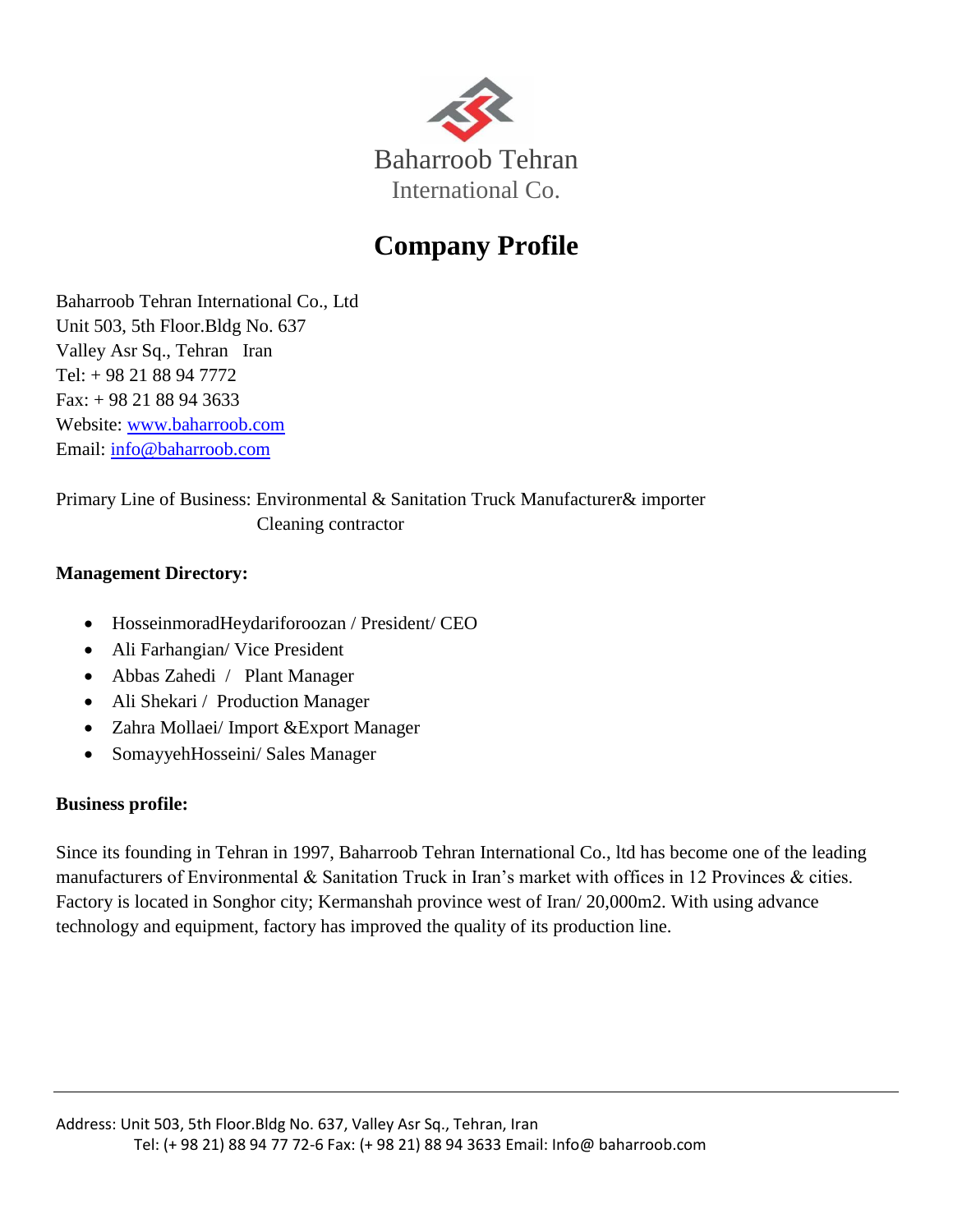Baharroob Tehran
International Co.

# Company Profile

Baharroob Tehran International Co., Ltd
Unit 503, 5th Floor.Bldg No. 637
Valley Asr Sq., Tehran Iran
Tel: + 98 21 88 94 7772
Fax: + 98 21 88 94 3633
Website: www.baharroob.com
Email: info@baharroob.com

Primary Line of Business: Environmental & Sanitation Truck Manufacturer& importer
Cleaning contractor

**Management Directory:**

- HosseinmoradHeydariforoozan / President/ CEO
- Ali Farhangian/ Vice President
- Abbas Zahedi / Plant Manager
- Ali Shekari / Production Manager
- Zahra Mollaei/ Import &Export Manager
- SomayyehHosseini/ Sales Manager

**Business profile:**

Since its founding in Tehran in 1997, Baharroob Tehran International Co., ltd has become one of the leading manufacturers of Environmental & Sanitation Truck in Iran's market with offices in 12 Provinces & cities. Factory is located in Songhor city; Kermanshah province west of Iran/ 20,000m2. With using advance technology and equipment, factory has improved the quality of its production line.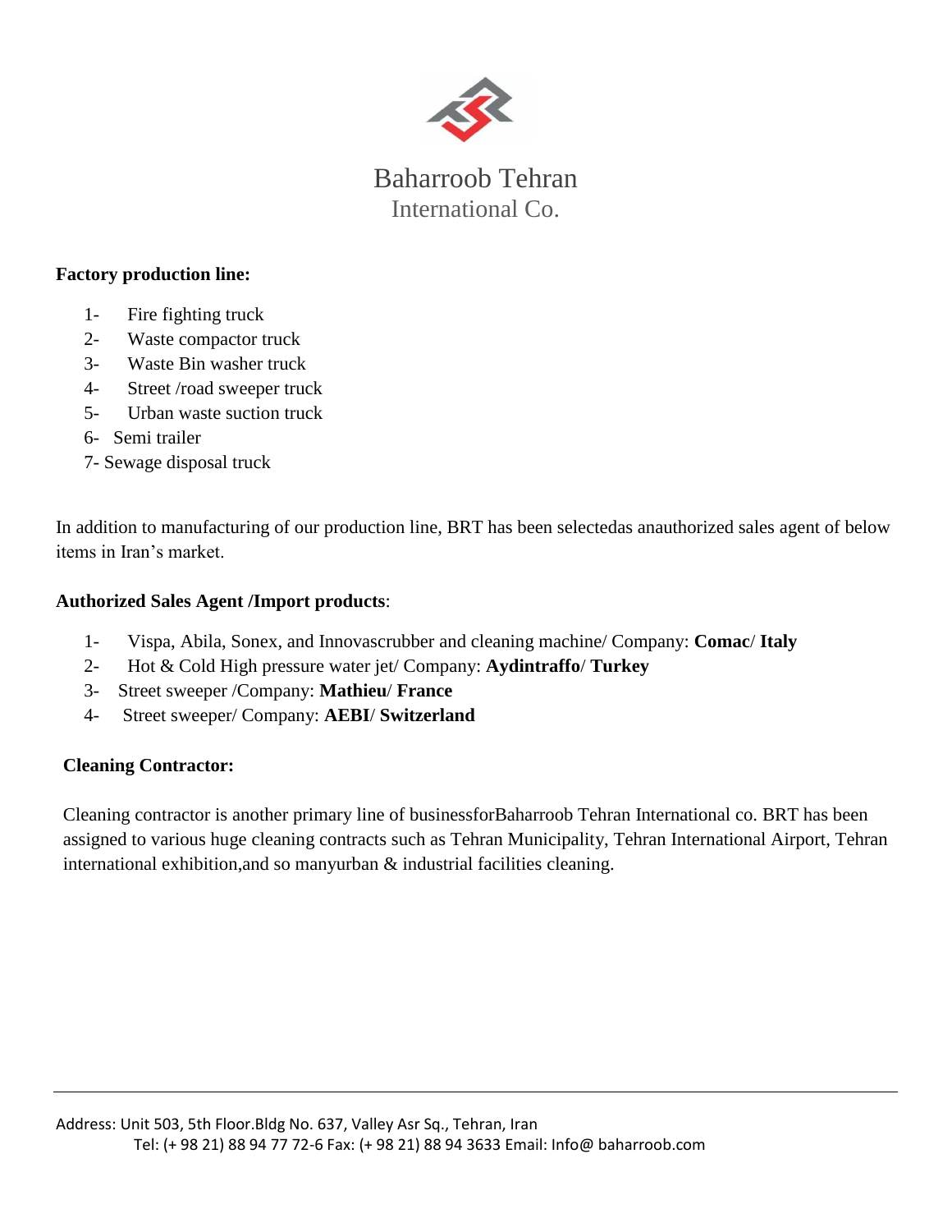Baharroob Tehran
International Co.

**Factory production line:**

1- Fire fighting truck
2- Waste compactor truck
3- Waste Bin washer truck
4- Street /road sweeper truck
5- Urban waste suction truck
6- Semi trailer
7- Sewage disposal truck

In addition to manufacturing of our production line, BRT has been selectedas anauthorized sales agent of below items in Iran's market.

**Authorized Sales Agent /Import products**:

1- Vispa, Abila, Sonex, and Innovascrubber and cleaning machine/ Company: **Comac**/ **Italy**
2- Hot & Cold High pressure water jet/ Company: **Aydintraffo**/ **Turkey**
3- Street sweeper /Company: **Mathieu**/ **France**
4- Street sweeper/ Company: **AEBI**/ **Switzerland**

**Cleaning Contractor:**

Cleaning contractor is another primary line of businessforBaharroob Tehran International co. BRT has been assigned to various huge cleaning contracts such as Tehran Municipality, Tehran International Airport, Tehran international exhibition,and so manyurban & industrial facilities cleaning.

Address: Unit 503, 5th Floor.Bldg No. 637, Valley Asr Sq., Tehran, Iran
Tel: (+ 98 21) 88 94 77 72-6 Fax: (+ 98 21) 88 94 3633 Email: Info@ baharroob.com